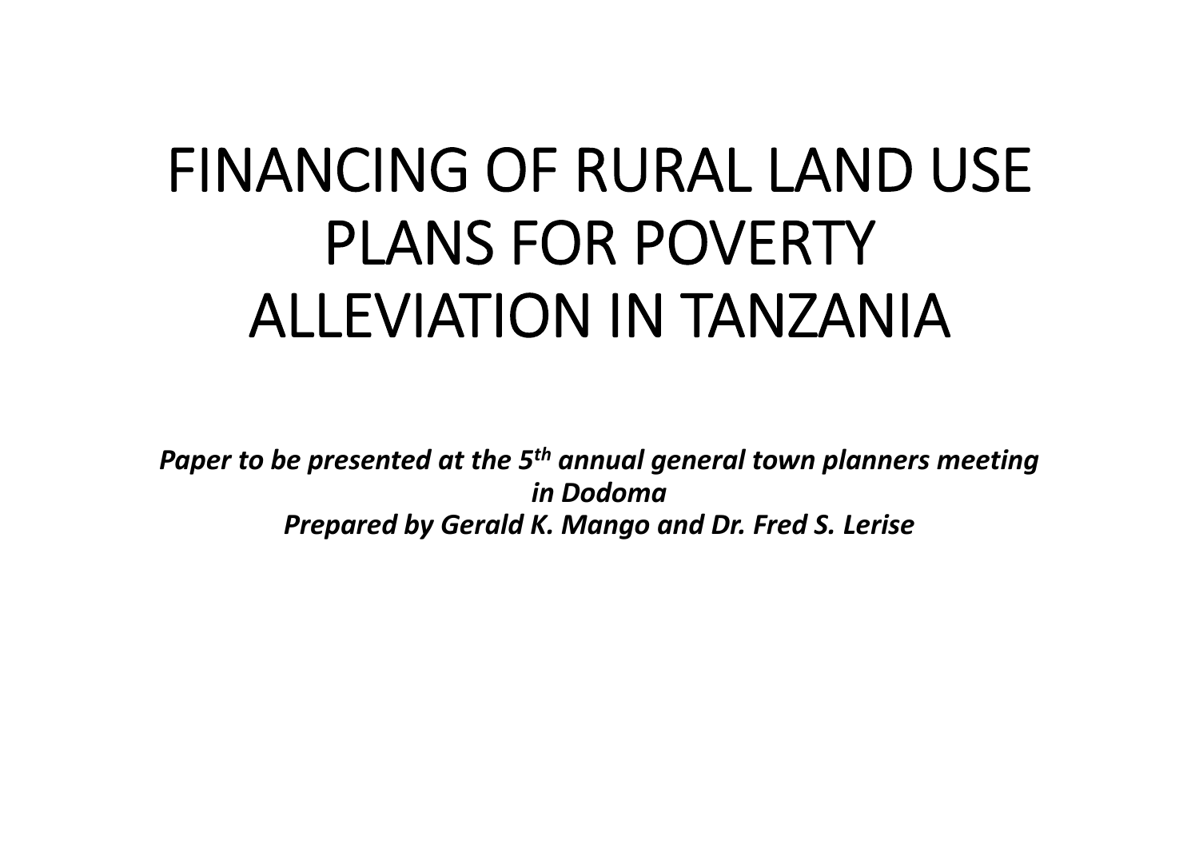# FINANCING OF RURAL LAND USE PLANS FOR POVERTY ALLEVIATION IN TANZANIA

***Paper to be presented at the 5th annual general town planners meeting in Dodoma***
***Prepared by Gerald K. Mango and Dr. Fred S. Lerise***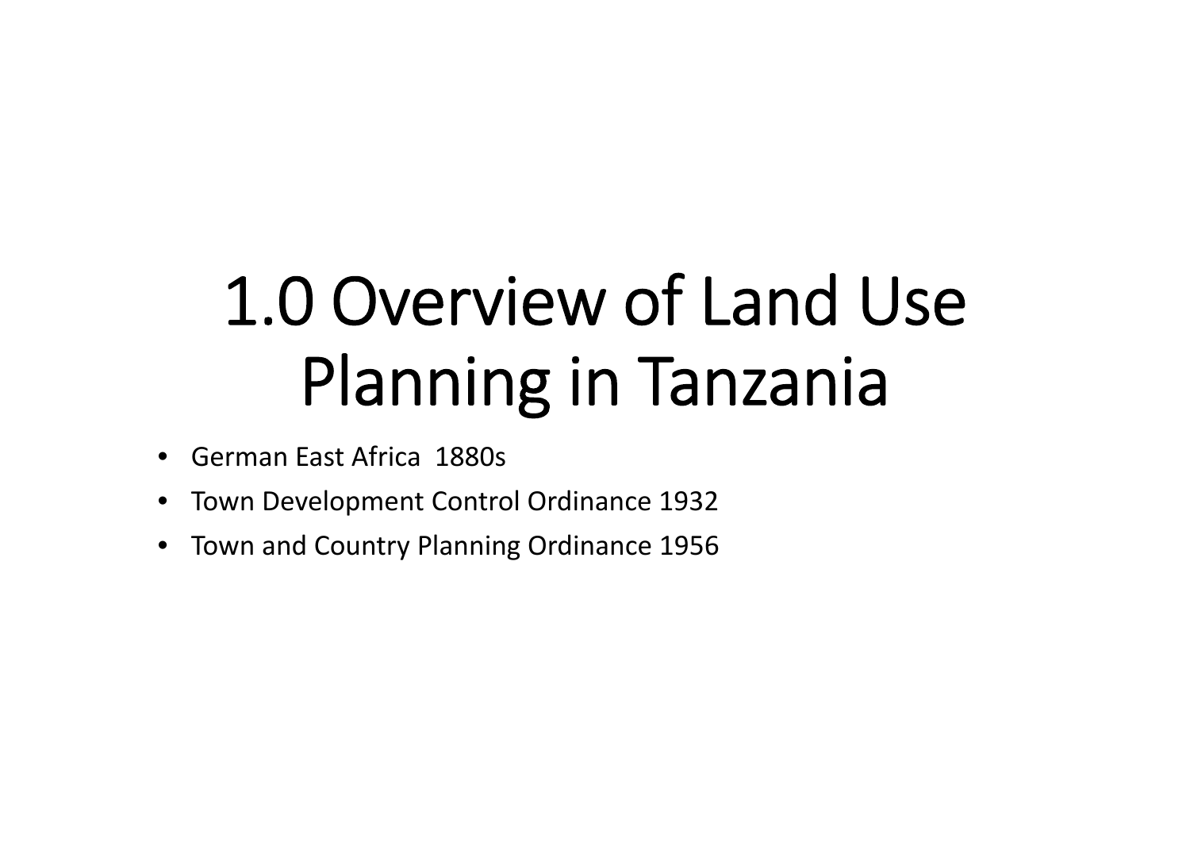# 1.0 Overview of Land Use Planning in Tanzania

- German East Africa 1880s
- Town Development Control Ordinance 1932
- Town and Country Planning Ordinance 1956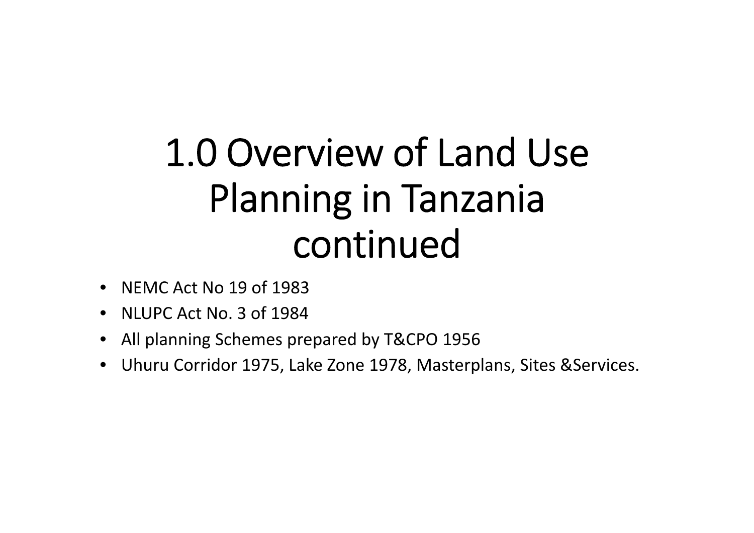# 1.0 Overview of Land Use Planning in Tanzania continued

- NEMC Act No 19 of 1983
- NLUPC Act No. 3 of 1984
- All planning Schemes prepared by T&CPO 1956
- Uhuru Corridor 1975, Lake Zone 1978, Masterplans, Sites &Services.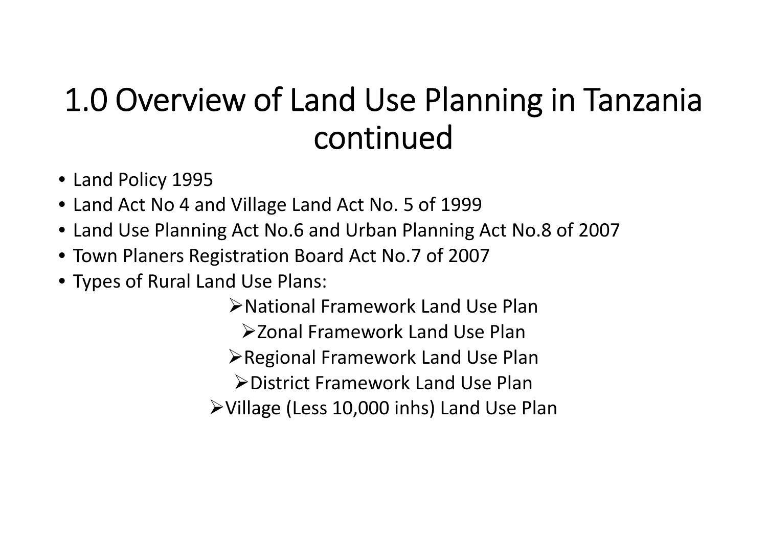# 1.0 Overview of Land Use Planning in Tanzania continued

- Land Policy 1995
- Land Act No 4 and Village Land Act No. 5 of 1999
- Land Use Planning Act No.6 and Urban Planning Act No.8 of 2007
- Town Planers Registration Board Act No.7 of 2007
- Types of Rural Land Use Plans:
  - National Framework Land Use Plan
  - Zonal Framework Land Use Plan
  - Regional Framework Land Use Plan
  - District Framework Land Use Plan
  - Village (Less 10,000 inhs) Land Use Plan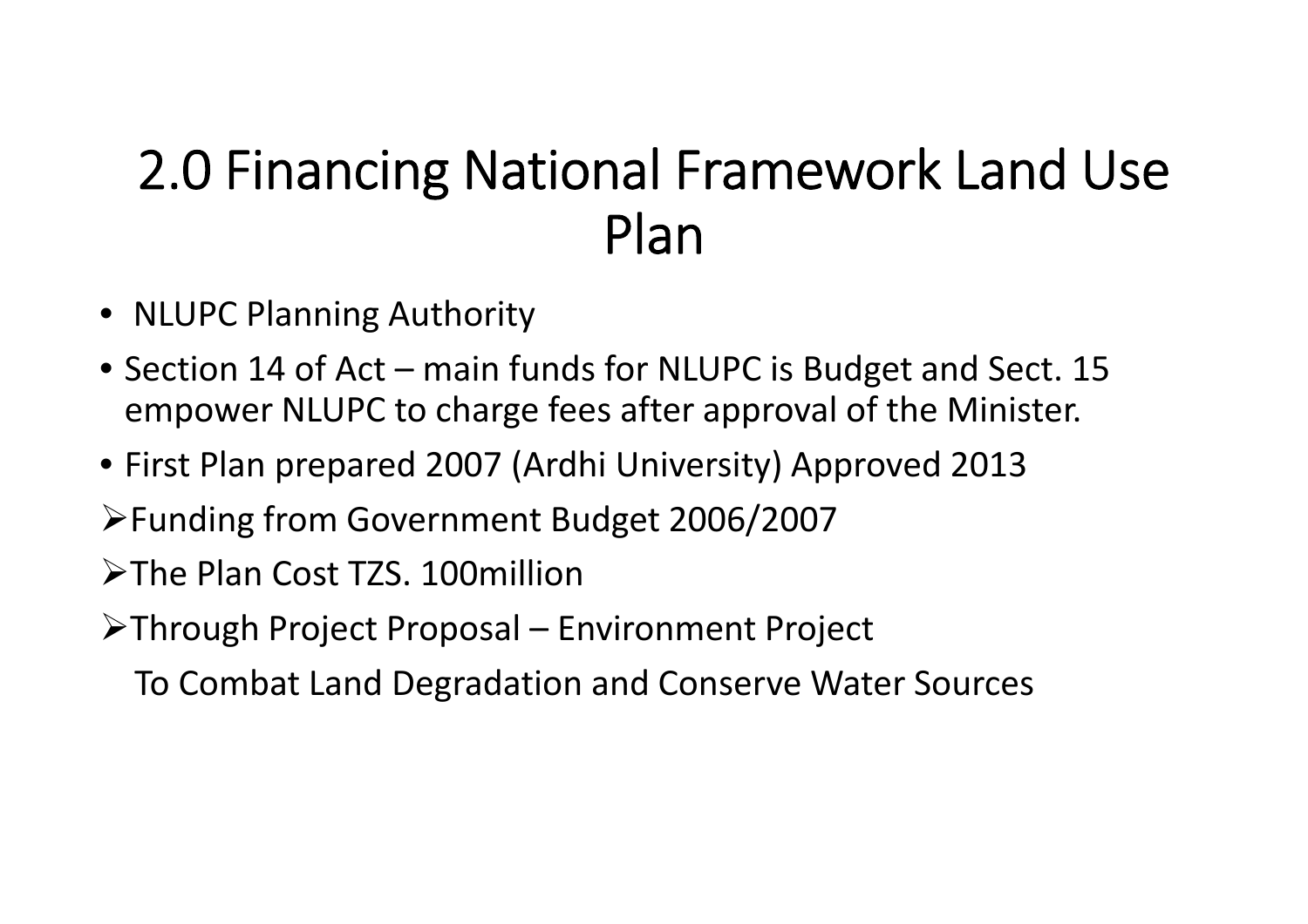# 2.0 Financing National Framework Land Use Plan

- NLUPC Planning Authority
- Section 14 of Act – main funds for NLUPC is Budget and Sect. 15 empower NLUPC to charge fees after approval of the Minister.
- First Plan prepared 2007 (Ardhi University) Approved 2013
  - Funding from Government Budget 2006/2007
  - The Plan Cost TZS. 100million
  - Through Project Proposal – Environment Project

    To Combat Land Degradation and Conserve Water Sources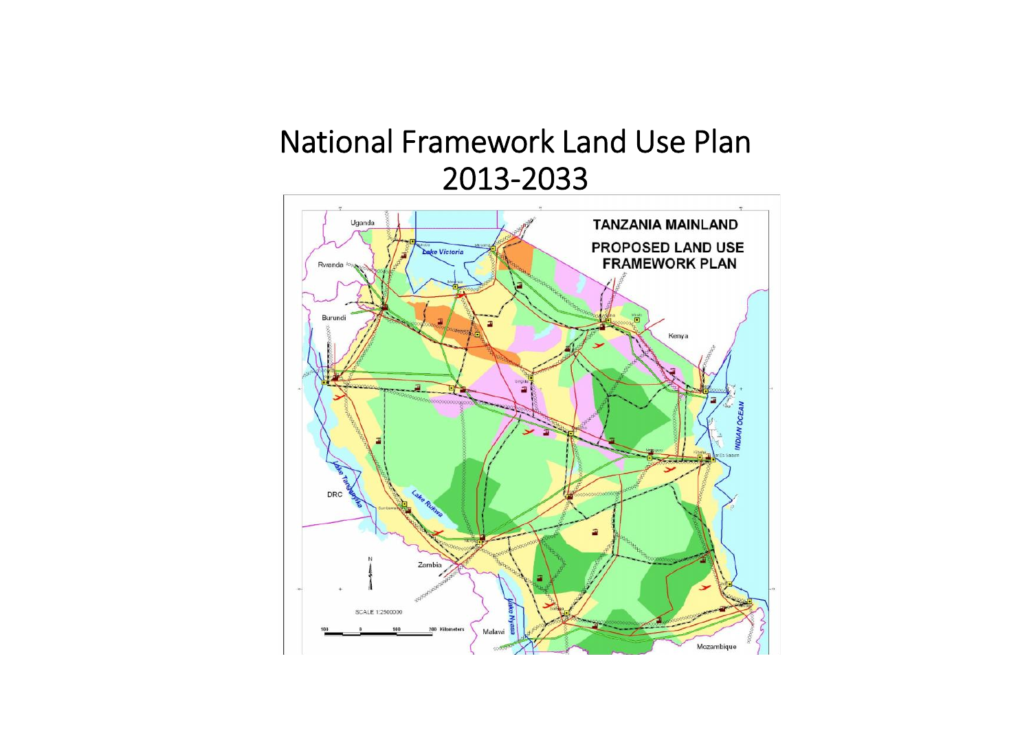# National Framework Land Use Plan 2013-2033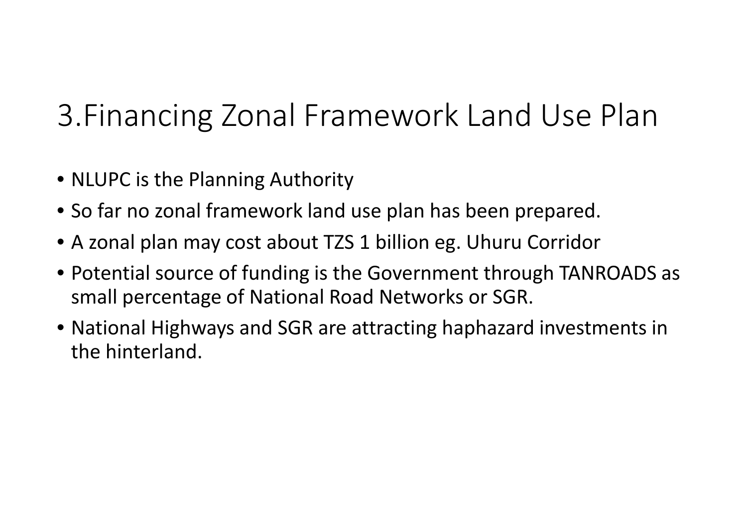# 3.Financing Zonal Framework Land Use Plan

- NLUPC is the Planning Authority
- So far no zonal framework land use plan has been prepared.
- A zonal plan may cost about TZS 1 billion eg. Uhuru Corridor
- Potential source of funding is the Government through TANROADS as small percentage of National Road Networks or SGR.
- National Highways and SGR are attracting haphazard investments in the hinterland.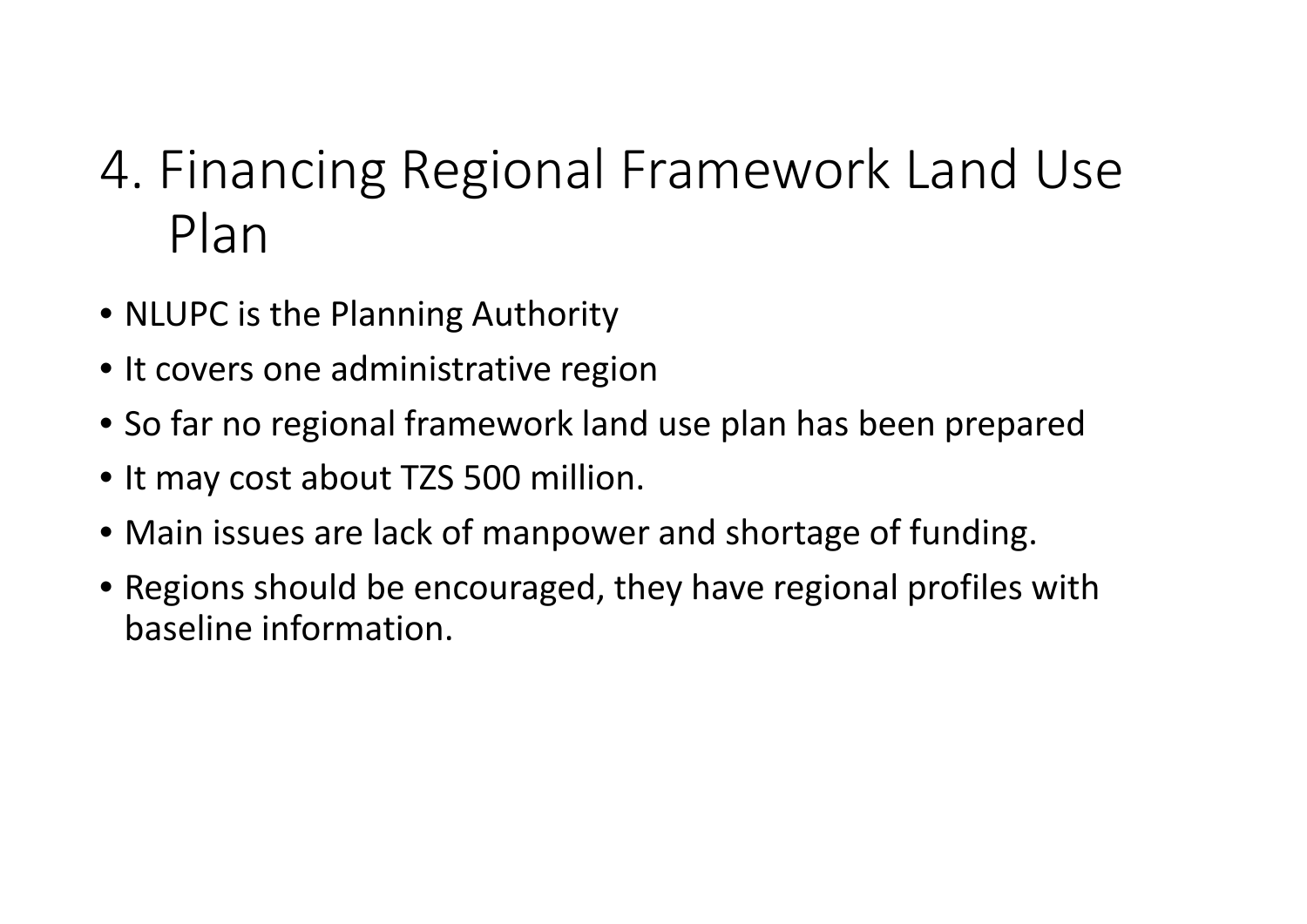# 4. Financing Regional Framework Land Use Plan

- NLUPC is the Planning Authority
- It covers one administrative region
- So far no regional framework land use plan has been prepared
- It may cost about TZS 500 million.
- Main issues are lack of manpower and shortage of funding.
- Regions should be encouraged, they have regional profiles with baseline information.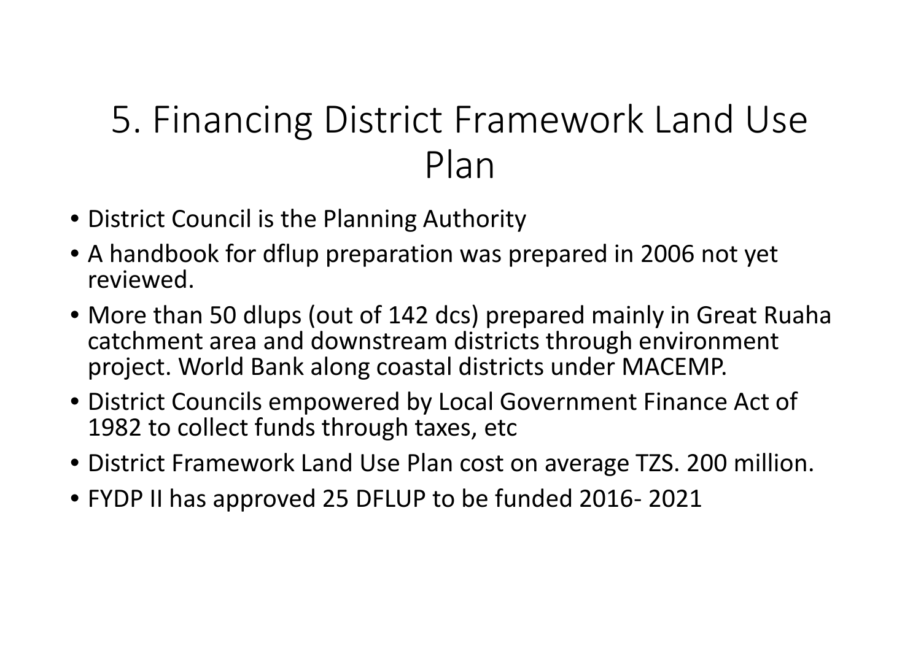# 5. Financing District Framework Land Use Plan

- District Council is the Planning Authority
- A handbook for dflup preparation was prepared in 2006 not yet reviewed.
- More than 50 dlups (out of 142 dcs) prepared mainly in Great Ruaha catchment area and downstream districts through environment project. World Bank along coastal districts under MACEMP.
- District Councils empowered by Local Government Finance Act of 1982 to collect funds through taxes, etc
- District Framework Land Use Plan cost on average TZS. 200 million.
- FYDP II has approved 25 DFLUP to be funded 2016- 2021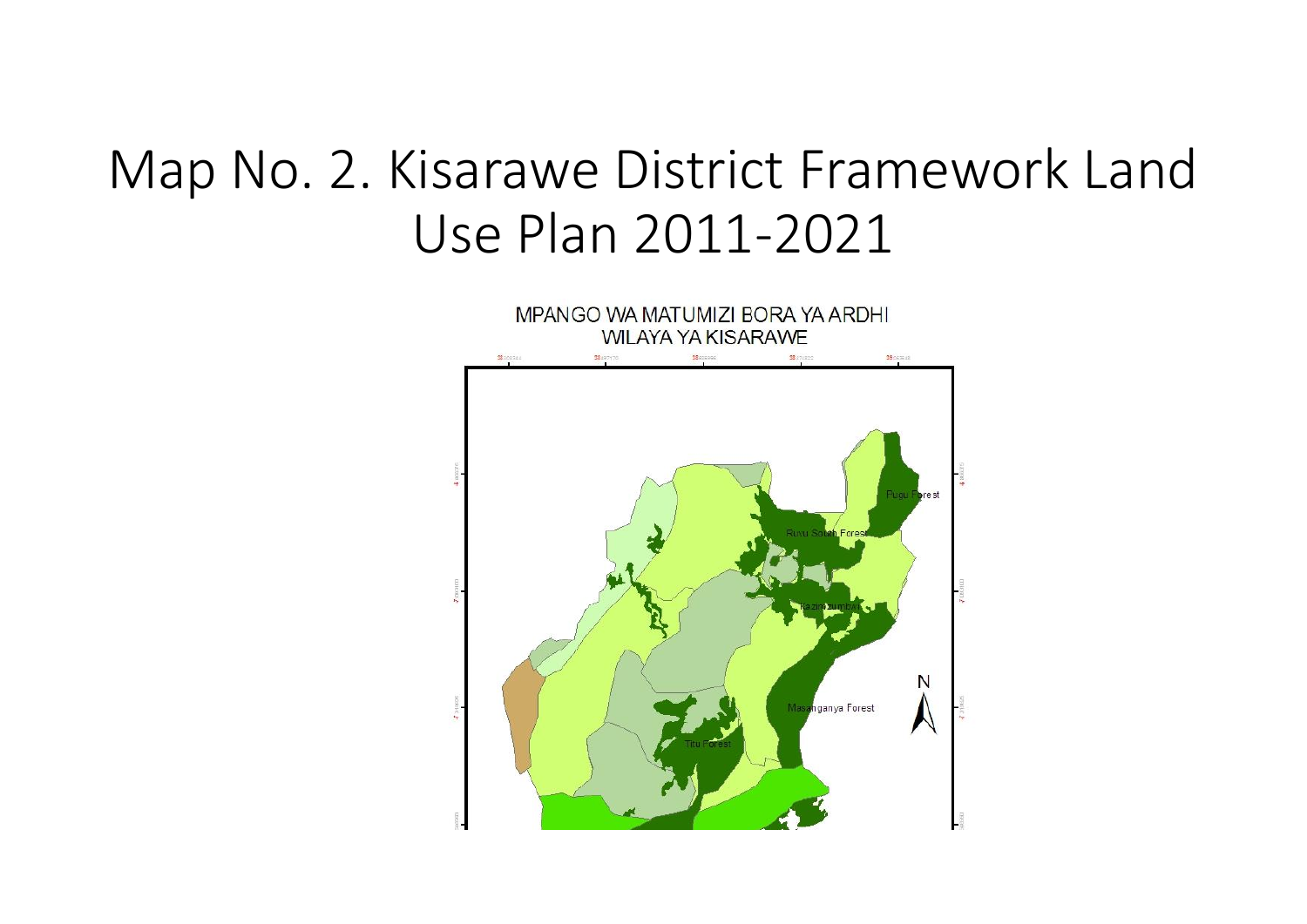# Map No. 2. Kisarawe District Framework Land Use Plan 2011-2021

MPANGO WA MATUMIZI BORA YA ARDHI
WILAYA YA KISARAWE

Pugu Forest

Ruvu South Forest

Kazimzumbwi

Masanganya Forest

Titu Forest

N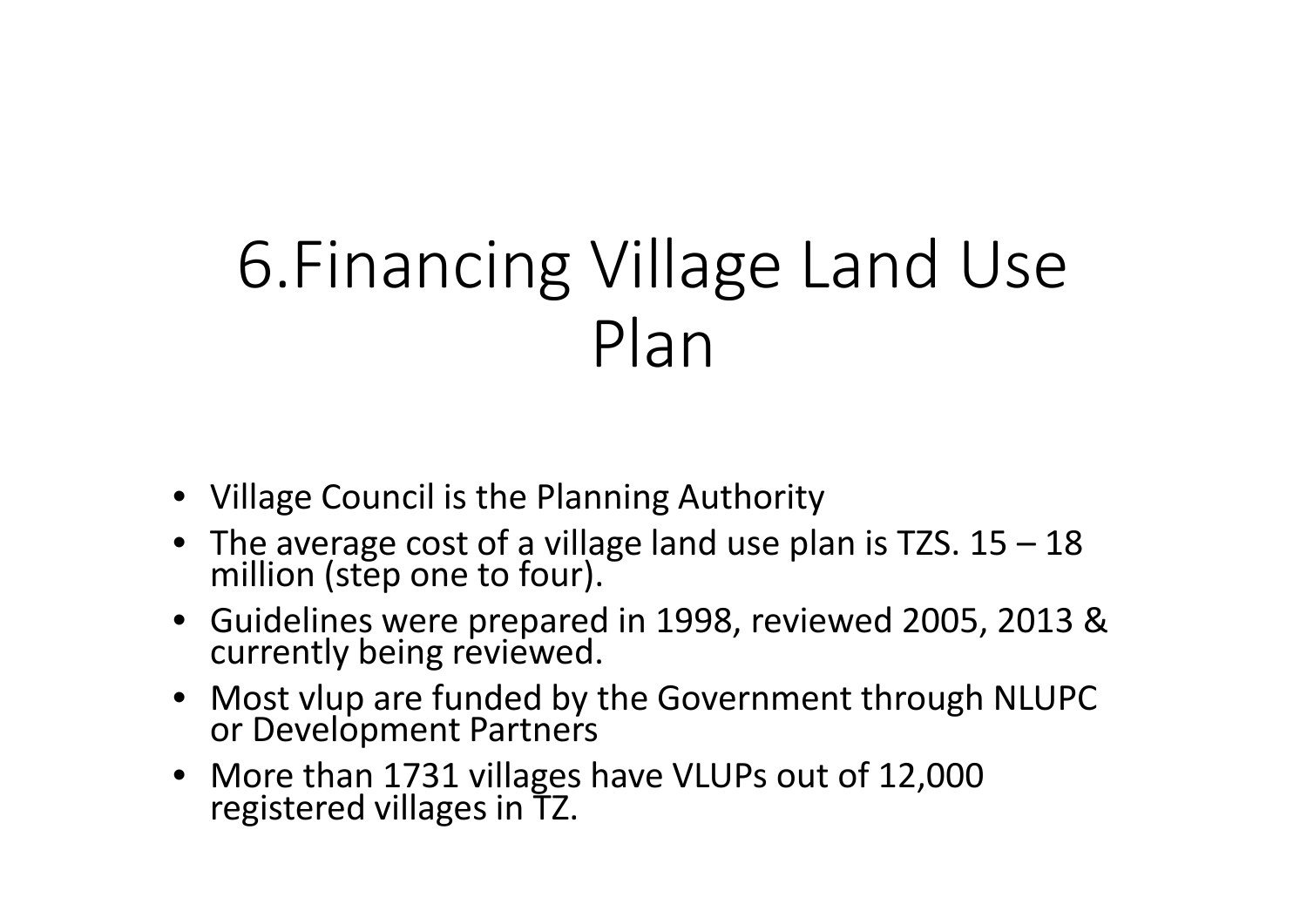# 6.Financing Village Land Use Plan

- Village Council is the Planning Authority
- The average cost of a village land use plan is TZS. 15 – 18 million (step one to four).
- Guidelines were prepared in 1998, reviewed 2005, 2013 & currently being reviewed.
- Most vlup are funded by the Government through NLUPC or Development Partners
- More than 1731 villages have VLUPs out of 12,000 registered villages in TZ.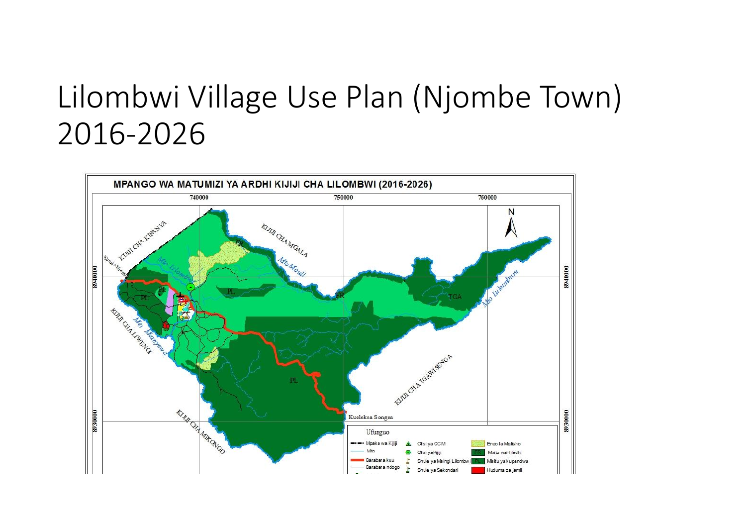# Lilombwi Village Use Plan (Njombe Town) 2016-2026

MPANGO WA MATUMIZI YA ARDHI KIJIJI CHA LILOMBWI (2016-2026)

740000 | 750000 | 760000

8940000 | 8930000

KIJIJI CHA KIFANYA

Kuelekea Njombe

KIJIJI CHA MGALA

Mto Lilombwi

Mto Mauli

Mto Lukumburu

KIJIJI CHA LIWENGI

Mto Manyowa

KIJIJI CHA IGAWISENGA

KIJIJI CHA MIKONGO

Kuelekea Songea

FR | PL | TGA

N

Ufunguo

- Mpaka wa Kijiji
- Mto
- Barabara kuu
- Barabara ndogo
- Ofisi ya CCM
- Ofisi ya Kijiji
- Shule ya Msingi Lilombwi
- Shule ya Sekondari
- Eneo la Malisho
- FR Msitu wa Hifadhi
- PL Misitu ya kupandwa
- Huduma za jamii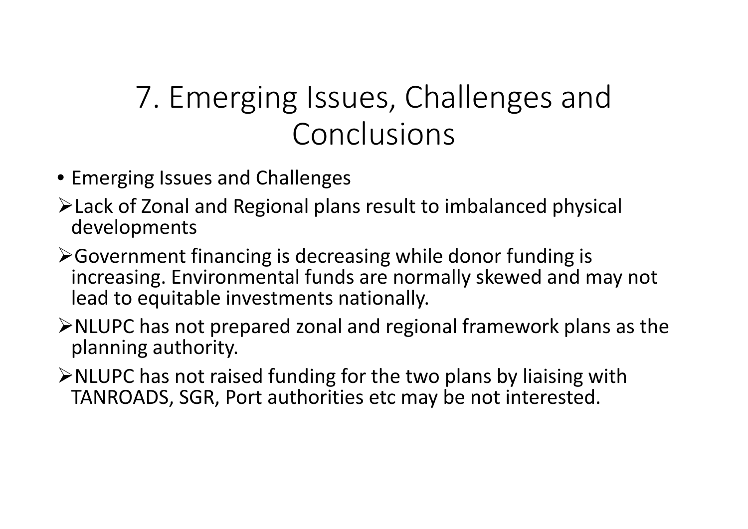# 7. Emerging Issues, Challenges and Conclusions

- Emerging Issues and Challenges
  - Lack of Zonal and Regional plans result to imbalanced physical developments
  - Government financing is decreasing while donor funding is increasing. Environmental funds are normally skewed and may not lead to equitable investments nationally.
  - NLUPC has not prepared zonal and regional framework plans as the planning authority.
  - NLUPC has not raised funding for the two plans by liaising with TANROADS, SGR, Port authorities etc may be not interested.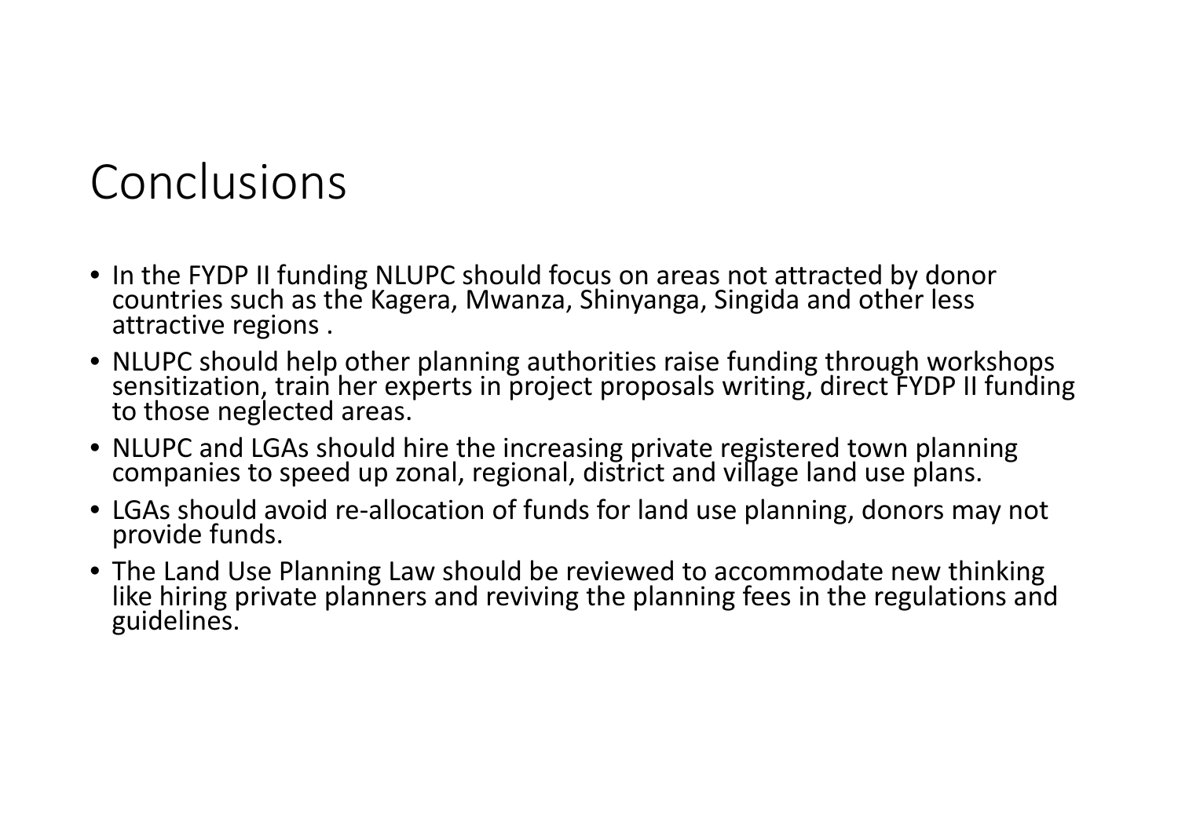# Conclusions

- In the FYDP II funding NLUPC should focus on areas not attracted by donor countries such as the Kagera, Mwanza, Shinyanga, Singida and other less attractive regions .
- NLUPC should help other planning authorities raise funding through workshops sensitization, train her experts in project proposals writing, direct FYDP II funding to those neglected areas.
- NLUPC and LGAs should hire the increasing private registered town planning companies to speed up zonal, regional, district and village land use plans.
- LGAs should avoid re-allocation of funds for land use planning, donors may not provide funds.
- The Land Use Planning Law should be reviewed to accommodate new thinking like hiring private planners and reviving the planning fees in the regulations and guidelines.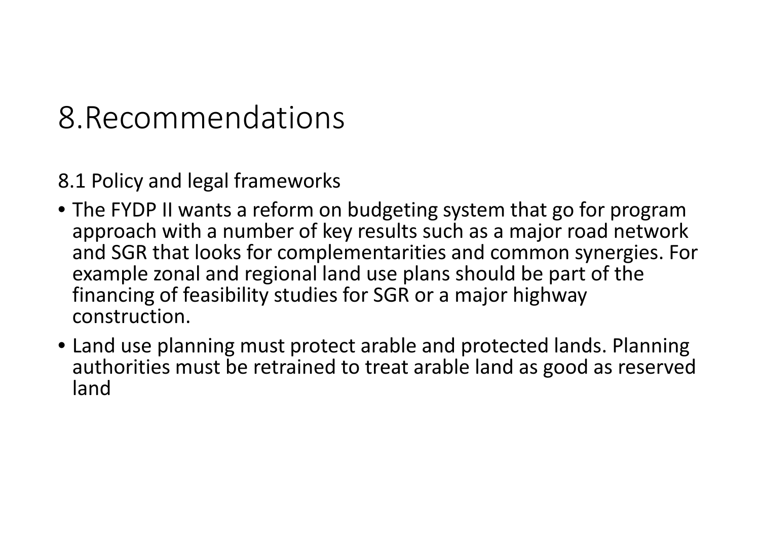# 8.Recommendations

8.1 Policy and legal frameworks

- The FYDP II wants a reform on budgeting system that go for program approach with a number of key results such as a major road network and SGR that looks for complementarities and common synergies. For example zonal and regional land use plans should be part of the financing of feasibility studies for SGR or a major highway construction.
- Land use planning must protect arable and protected lands. Planning authorities must be retrained to treat arable land as good as reserved land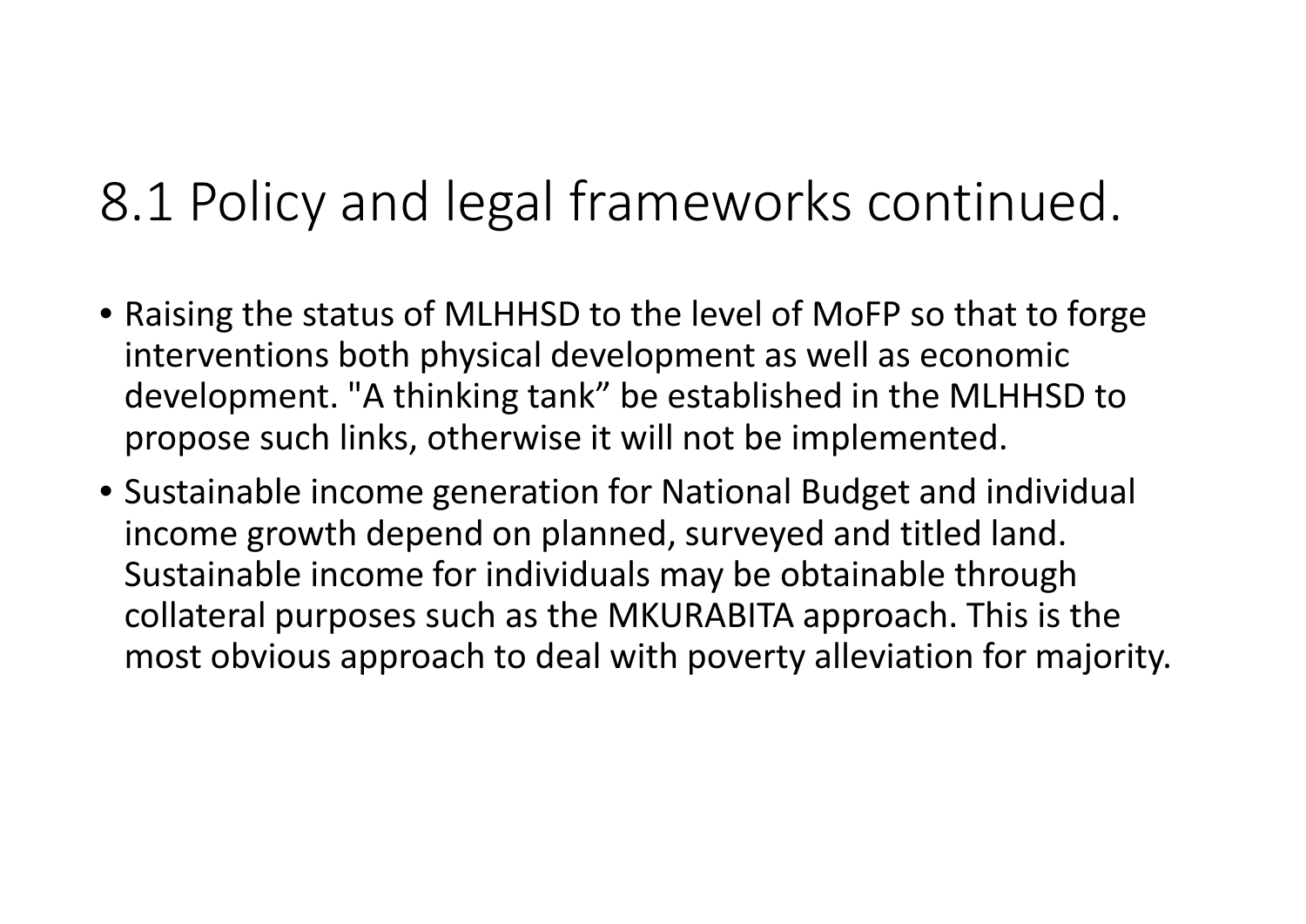# 8.1 Policy and legal frameworks continued.

- Raising the status of MLHHSD to the level of MoFP so that to forge interventions both physical development as well as economic development. "A thinking tank" be established in the MLHHSD to propose such links, otherwise it will not be implemented.
- Sustainable income generation for National Budget and individual income growth depend on planned, surveyed and titled land. Sustainable income for individuals may be obtainable through collateral purposes such as the MKURABITA approach. This is the most obvious approach to deal with poverty alleviation for majority.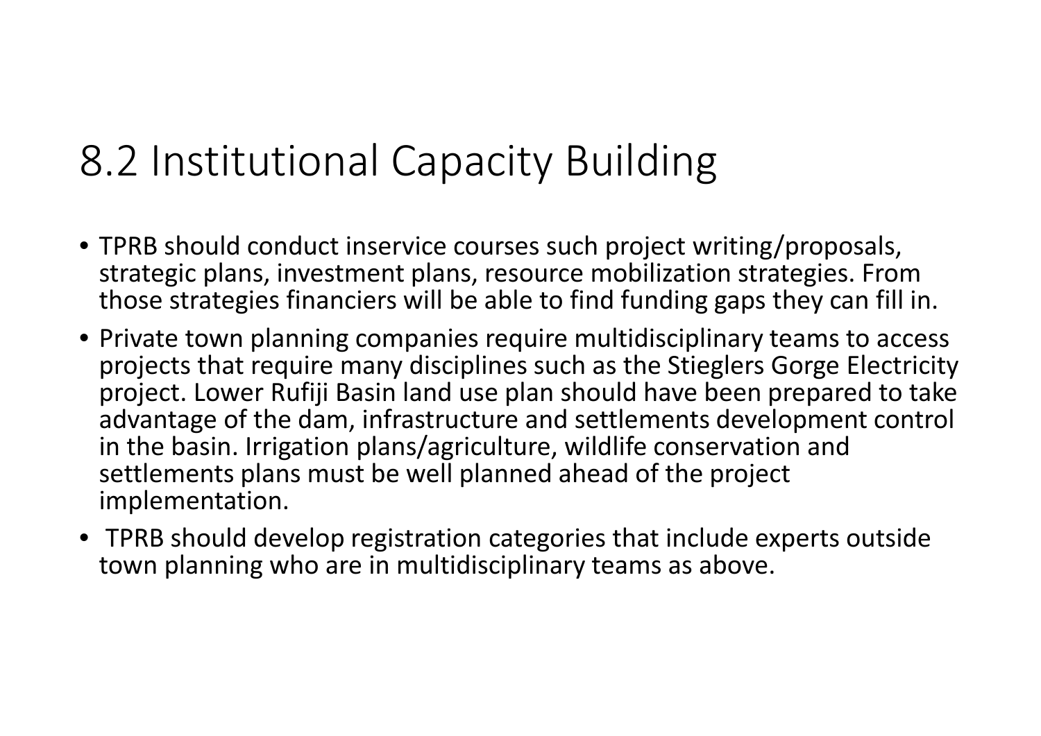## 8.2 Institutional Capacity Building

- TPRB should conduct inservice courses such project writing/proposals, strategic plans, investment plans, resource mobilization strategies. From those strategies financiers will be able to find funding gaps they can fill in.
- Private town planning companies require multidisciplinary teams to access projects that require many disciplines such as the Stieglers Gorge Electricity project. Lower Rufiji Basin land use plan should have been prepared to take advantage of the dam, infrastructure and settlements development control in the basin. Irrigation plans/agriculture, wildlife conservation and settlements plans must be well planned ahead of the project implementation.
- TPRB should develop registration categories that include experts outside town planning who are in multidisciplinary teams as above.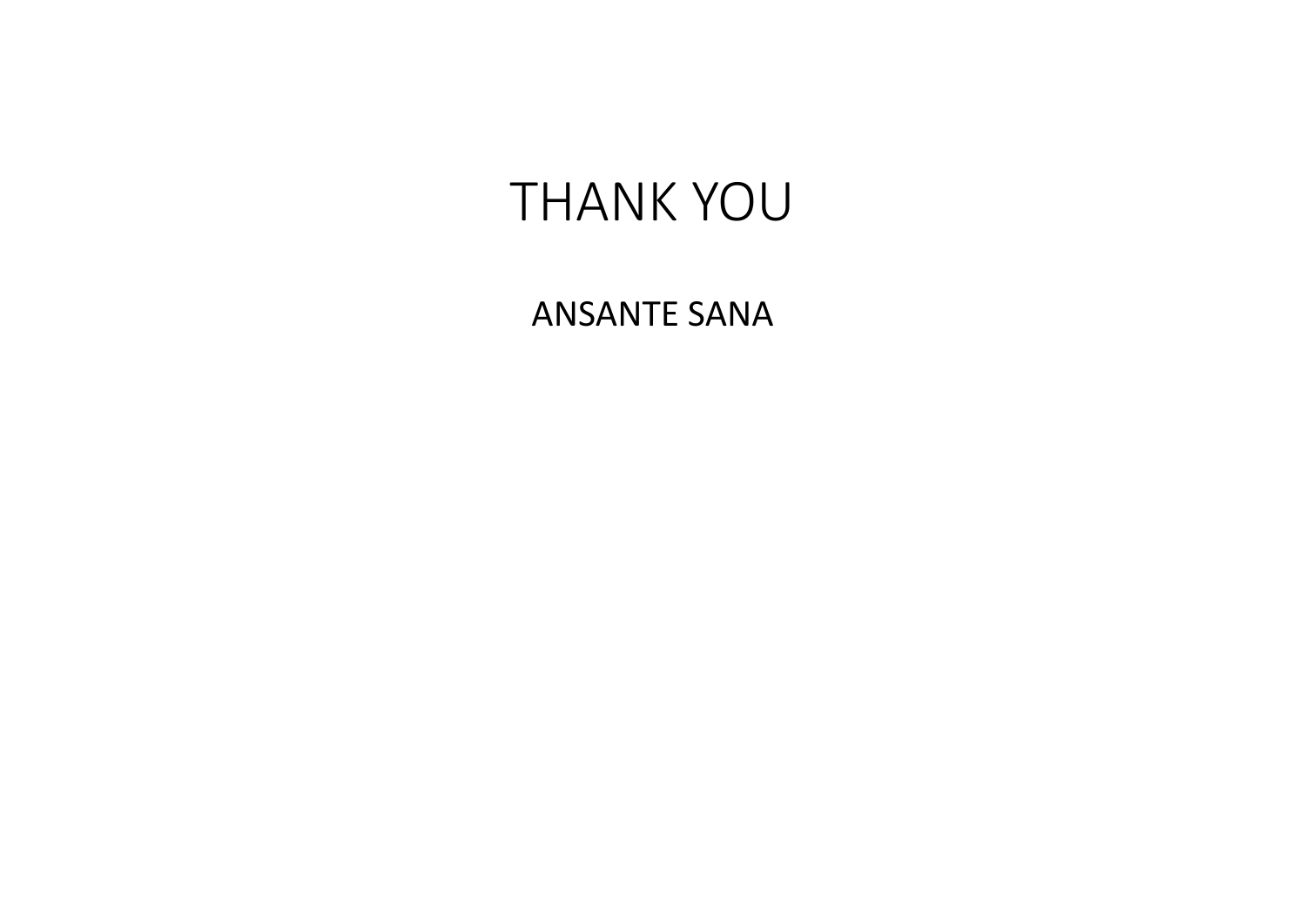# THANK YOU

ANSANTE SANA